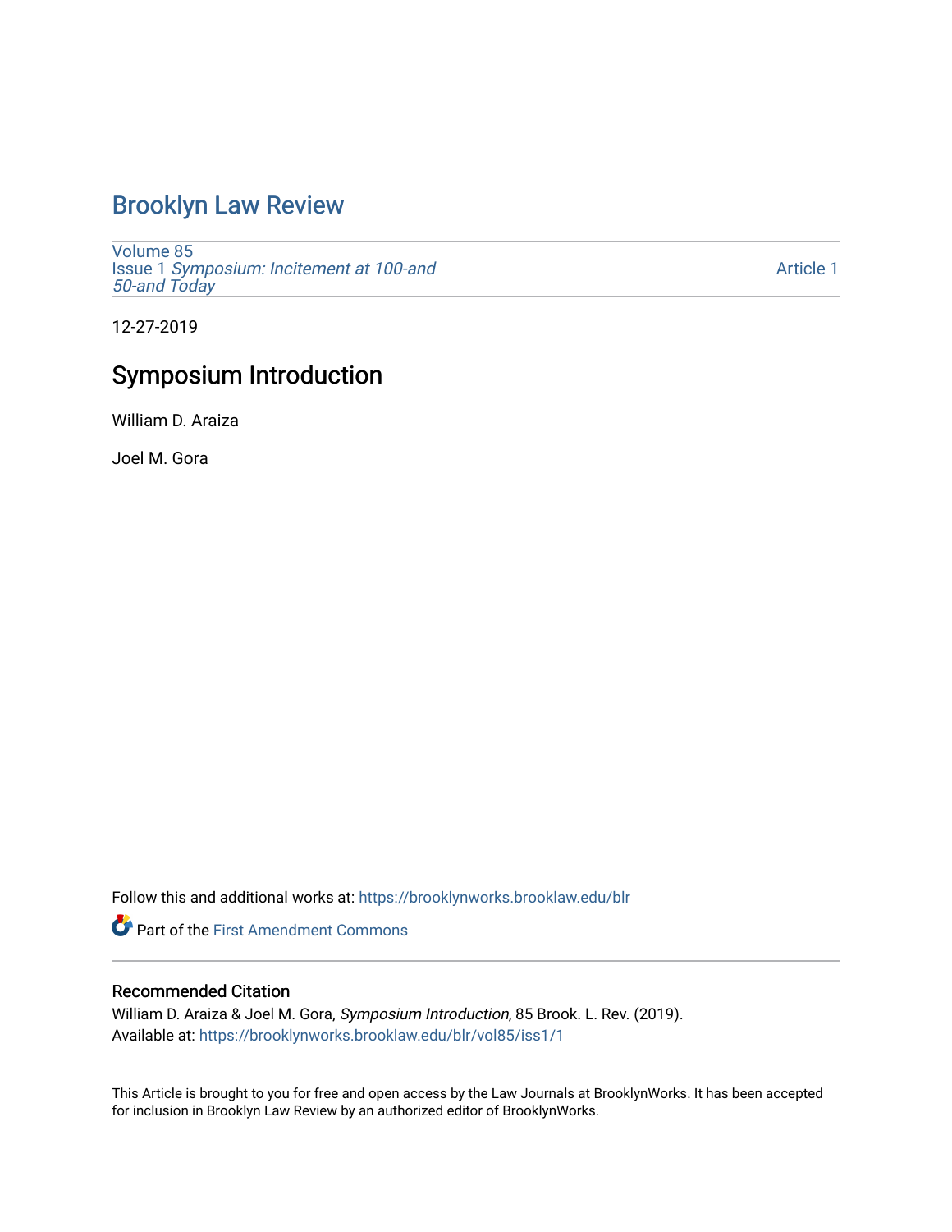# Brooklyn Law Review

Volume 85
Issue 1 *Symposium: Incitement at 100-and 50-and Today*

Article 1

12-27-2019

## Symposium Introduction

William D. Araiza

Joel M. Gora

Follow this and additional works at: https://brooklynworks.brooklaw.edu/blr

Part of the First Amendment Commons

### Recommended Citation

William D. Araiza & Joel M. Gora, *Symposium Introduction*, 85 Brook. L. Rev. (2019).
Available at: https://brooklynworks.brooklaw.edu/blr/vol85/iss1/1

This Article is brought to you for free and open access by the Law Journals at BrooklynWorks. It has been accepted for inclusion in Brooklyn Law Review by an authorized editor of BrooklynWorks.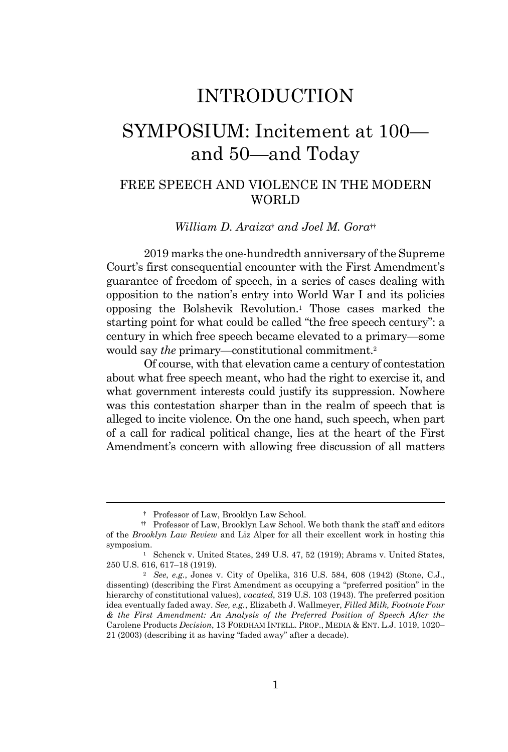# INTRODUCTION

# SYMPOSIUM: Incitement at 100—and 50—and Today

## FREE SPEECH AND VIOLENCE IN THE MODERN WORLD

*William D. Araiza*[†] *and Joel M. Gora*[††]

2019 marks the one-hundredth anniversary of the Supreme Court's first consequential encounter with the First Amendment's guarantee of freedom of speech, in a series of cases dealing with opposition to the nation's entry into World War I and its policies opposing the Bolshevik Revolution.[1] Those cases marked the starting point for what could be called "the free speech century": a century in which free speech became elevated to a primary—some would say *the* primary—constitutional commitment.[2]

Of course, with that elevation came a century of contestation about what free speech meant, who had the right to exercise it, and what government interests could justify its suppression. Nowhere was this contestation sharper than in the realm of speech that is alleged to incite violence. On the one hand, such speech, when part of a call for radical political change, lies at the heart of the First Amendment's concern with allowing free discussion of all matters

---

[†] Professor of Law, Brooklyn Law School.

[††] Professor of Law, Brooklyn Law School. We both thank the staff and editors of the *Brooklyn Law Review* and Liz Alper for all their excellent work in hosting this symposium.

[1] Schenck v. United States, 249 U.S. 47, 52 (1919); Abrams v. United States, 250 U.S. 616, 617–18 (1919).

[2] *See*, *e.g.*, Jones v. City of Opelika, 316 U.S. 584, 608 (1942) (Stone, C.J., dissenting) (describing the First Amendment as occupying a "preferred position" in the hierarchy of constitutional values), *vacated*, 319 U.S. 103 (1943). The preferred position idea eventually faded away. *See, e.g.*, Elizabeth J. Wallmeyer, *Filled Milk, Footnote Four & the First Amendment: An Analysis of the Preferred Position of Speech After the* Carolene Products *Decision*, 13 FORDHAM INTELL. PROP., MEDIA & ENT. L.J. 1019, 1020–21 (2003) (describing it as having "faded away" after a decade).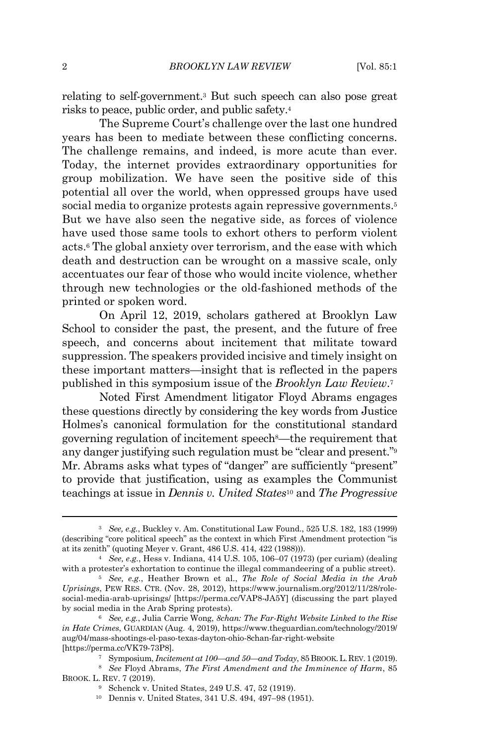relating to self-government.[3] But such speech can also pose great risks to peace, public order, and public safety.[4]

The Supreme Court's challenge over the last one hundred years has been to mediate between these conflicting concerns. The challenge remains, and indeed, is more acute than ever. Today, the internet provides extraordinary opportunities for group mobilization. We have seen the positive side of this potential all over the world, when oppressed groups have used social media to organize protests again repressive governments.[5] But we have also seen the negative side, as forces of violence have used those same tools to exhort others to perform violent acts.[6] The global anxiety over terrorism, and the ease with which death and destruction can be wrought on a massive scale, only accentuates our fear of those who would incite violence, whether through new technologies or the old-fashioned methods of the printed or spoken word.

On April 12, 2019, scholars gathered at Brooklyn Law School to consider the past, the present, and the future of free speech, and concerns about incitement that militate toward suppression. The speakers provided incisive and timely insight on these important matters—insight that is reflected in the papers published in this symposium issue of the *Brooklyn Law Review*.[7]

Noted First Amendment litigator Floyd Abrams engages these questions directly by considering the key words from Justice Holmes's canonical formulation for the constitutional standard governing regulation of incitement speech[8]—the requirement that any danger justifying such regulation must be "clear and present."[9] Mr. Abrams asks what types of "danger" are sufficiently "present" to provide that justification, using as examples the Communist teachings at issue in *Dennis v. United States*[10] and *The Progressive*

---

[3] *See, e.g.*, Buckley v. Am. Constitutional Law Found., 525 U.S. 182, 183 (1999) (describing "core political speech" as the context in which First Amendment protection "is at its zenith" (quoting Meyer v. Grant, 486 U.S. 414, 422 (1988))).

[4] *See, e.g.*, Hess v. Indiana, 414 U.S. 105, 106–07 (1973) (per curiam) (dealing with a protester's exhortation to continue the illegal commandeering of a public street).

[5] *See, e.g.*, Heather Brown et al., *The Role of Social Media in the Arab Uprisings*, PEW RES. CTR. (Nov. 28, 2012), https://www.journalism.org/2012/11/28/role-social-media-arab-uprisings/ [https://perma.cc/VAP8-JA5Y] (discussing the part played by social media in the Arab Spring protests).

[6] *See, e.g.*, Julia Carrie Wong, *8chan: The Far-Right Website Linked to the Rise in Hate Crimes*, GUARDIAN (Aug. 4, 2019), https://www.theguardian.com/technology/2019/aug/04/mass-shootings-el-paso-texas-dayton-ohio-8chan-far-right-website [https://perma.cc/VK79-73P8].

[7] Symposium, *Incitement at 100—and 50—and Today*, 85 BROOK. L. REV. 1 (2019).

[8] *See* Floyd Abrams, *The First Amendment and the Imminence of Harm*, 85 BROOK. L. REV. 7 (2019).

[9] Schenck v. United States, 249 U.S. 47, 52 (1919).

[10] Dennis v. United States, 341 U.S. 494, 497–98 (1951).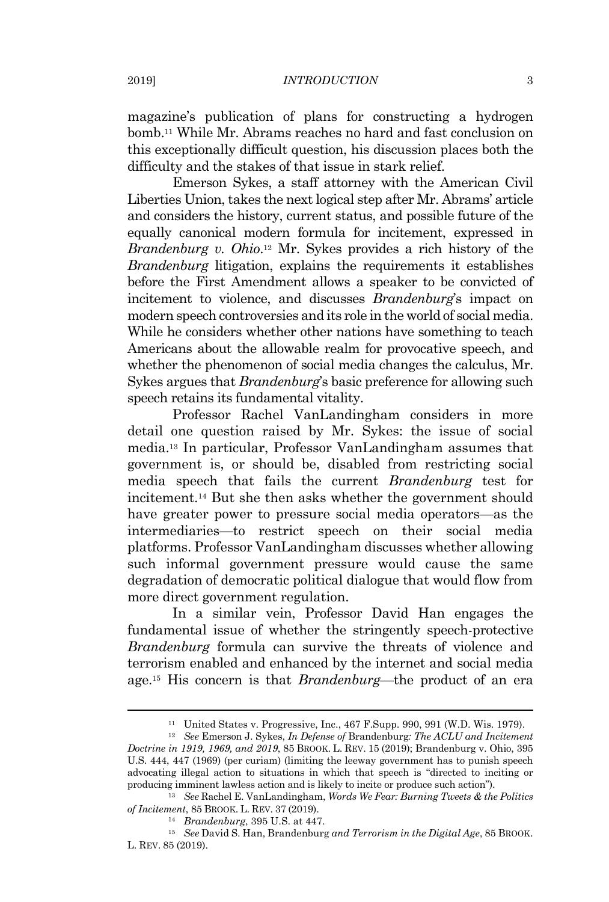magazine's publication of plans for constructing a hydrogen bomb.[11] While Mr. Abrams reaches no hard and fast conclusion on this exceptionally difficult question, his discussion places both the difficulty and the stakes of that issue in stark relief.

Emerson Sykes, a staff attorney with the American Civil Liberties Union, takes the next logical step after Mr. Abrams' article and considers the history, current status, and possible future of the equally canonical modern formula for incitement, expressed in *Brandenburg v. Ohio*.[12] Mr. Sykes provides a rich history of the *Brandenburg* litigation, explains the requirements it establishes before the First Amendment allows a speaker to be convicted of incitement to violence, and discusses *Brandenburg*'s impact on modern speech controversies and its role in the world of social media. While he considers whether other nations have something to teach Americans about the allowable realm for provocative speech, and whether the phenomenon of social media changes the calculus, Mr. Sykes argues that *Brandenburg*'s basic preference for allowing such speech retains its fundamental vitality.

Professor Rachel VanLandingham considers in more detail one question raised by Mr. Sykes: the issue of social media.[13] In particular, Professor VanLandingham assumes that government is, or should be, disabled from restricting social media speech that fails the current *Brandenburg* test for incitement.[14] But she then asks whether the government should have greater power to pressure social media operators—as the intermediaries—to restrict speech on their social media platforms. Professor VanLandingham discusses whether allowing such informal government pressure would cause the same degradation of democratic political dialogue that would flow from more direct government regulation.

In a similar vein, Professor David Han engages the fundamental issue of whether the stringently speech-protective *Brandenburg* formula can survive the threats of violence and terrorism enabled and enhanced by the internet and social media age.[15] His concern is that *Brandenburg*—the product of an era

---

[11] United States v. Progressive, Inc., 467 F.Supp. 990, 991 (W.D. Wis. 1979).

[12] *See* Emerson J. Sykes, *In Defense of* Brandenburg*: The ACLU and Incitement Doctrine in 1919, 1969, and 2019*, 85 BROOK. L. REV. 15 (2019); Brandenburg v. Ohio, 395 U.S. 444, 447 (1969) (per curiam) (limiting the leeway government has to punish speech advocating illegal action to situations in which that speech is "directed to inciting or producing imminent lawless action and is likely to incite or produce such action").

[13] *See* Rachel E. VanLandingham, *Words We Fear: Burning Tweets & the Politics of Incitement*, 85 BROOK. L. REV. 37 (2019).

[14] *Brandenburg*, 395 U.S. at 447.

[15] *See* David S. Han, Brandenburg *and Terrorism in the Digital Age*, 85 BROOK. L. REV. 85 (2019).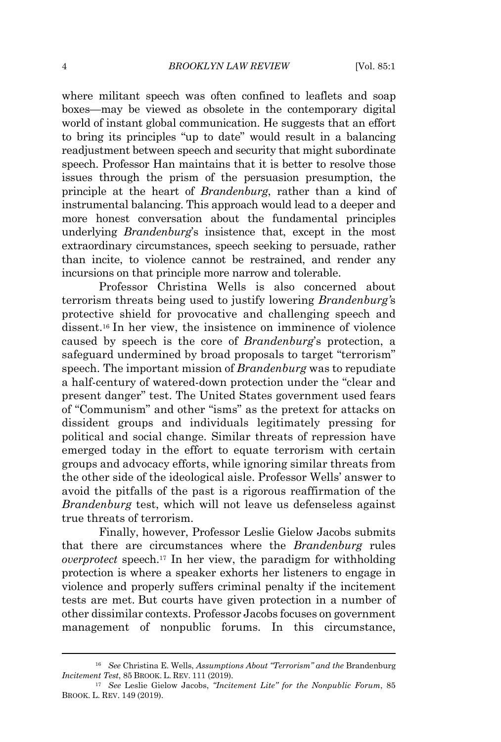where militant speech was often confined to leaflets and soap boxes—may be viewed as obsolete in the contemporary digital world of instant global communication. He suggests that an effort to bring its principles "up to date" would result in a balancing readjustment between speech and security that might subordinate speech. Professor Han maintains that it is better to resolve those issues through the prism of the persuasion presumption, the principle at the heart of *Brandenburg*, rather than a kind of instrumental balancing. This approach would lead to a deeper and more honest conversation about the fundamental principles underlying *Brandenburg*'s insistence that, except in the most extraordinary circumstances, speech seeking to persuade, rather than incite, to violence cannot be restrained, and render any incursions on that principle more narrow and tolerable.

Professor Christina Wells is also concerned about terrorism threats being used to justify lowering *Brandenburg'*s protective shield for provocative and challenging speech and dissent.[16] In her view, the insistence on imminence of violence caused by speech is the core of *Brandenburg*'s protection, a safeguard undermined by broad proposals to target "terrorism" speech. The important mission of *Brandenburg* was to repudiate a half-century of watered-down protection under the "clear and present danger" test. The United States government used fears of "Communism" and other "isms" as the pretext for attacks on dissident groups and individuals legitimately pressing for political and social change. Similar threats of repression have emerged today in the effort to equate terrorism with certain groups and advocacy efforts, while ignoring similar threats from the other side of the ideological aisle. Professor Wells' answer to avoid the pitfalls of the past is a rigorous reaffirmation of the *Brandenburg* test, which will not leave us defenseless against true threats of terrorism.

Finally, however, Professor Leslie Gielow Jacobs submits that there are circumstances where the *Brandenburg* rules *overprotect* speech.[17] In her view, the paradigm for withholding protection is where a speaker exhorts her listeners to engage in violence and properly suffers criminal penalty if the incitement tests are met. But courts have given protection in a number of other dissimilar contexts. Professor Jacobs focuses on government management of nonpublic forums. In this circumstance,

---

[16] *See* Christina E. Wells, *Assumptions About "Terrorism" and the* Brandenburg *Incitement Test*, 85 BROOK. L. REV. 111 (2019).

[17] *See* Leslie Gielow Jacobs, *"Incitement Lite" for the Nonpublic Forum*, 85 BROOK. L. REV. 149 (2019).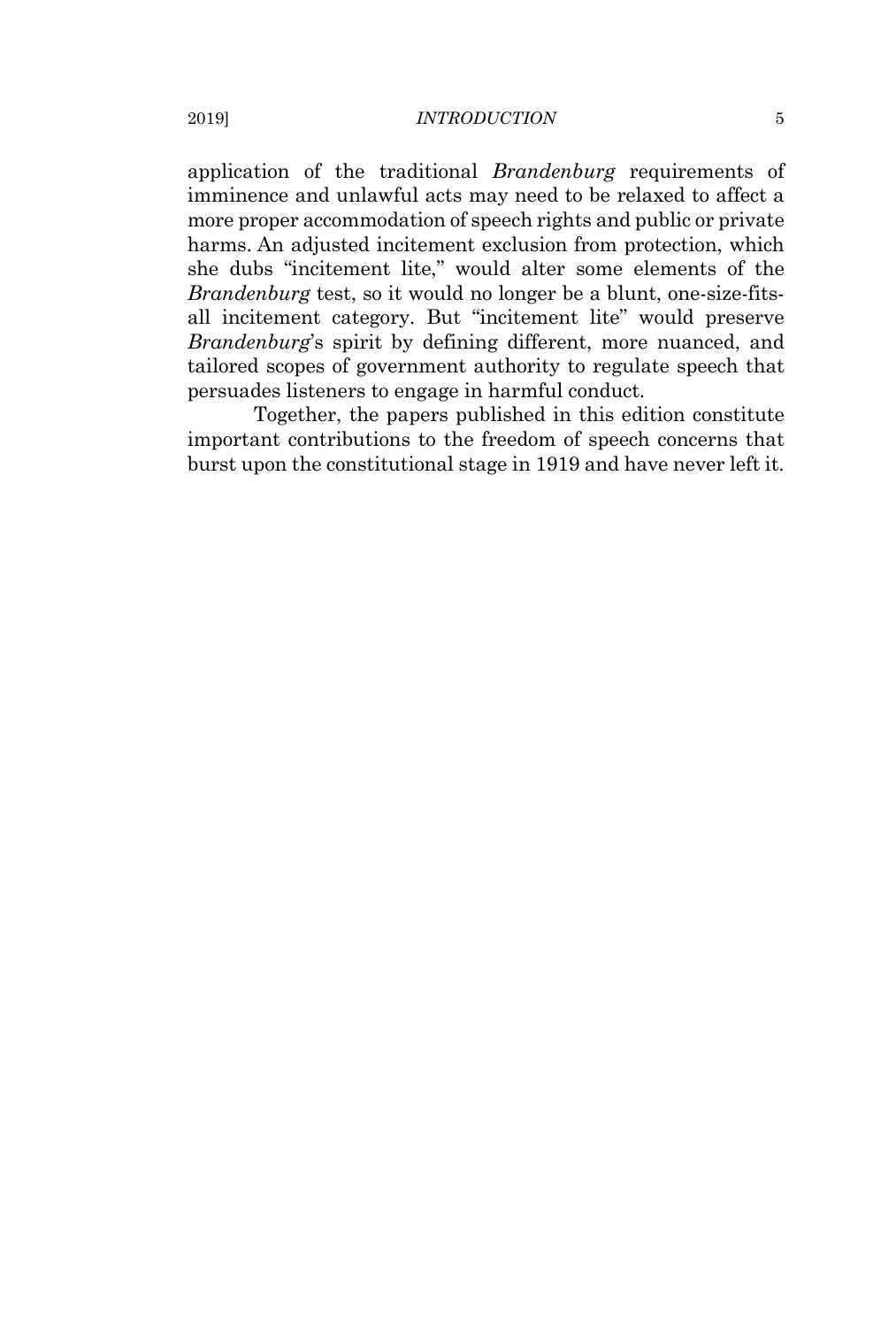application of the traditional *Brandenburg* requirements of imminence and unlawful acts may need to be relaxed to affect a more proper accommodation of speech rights and public or private harms. An adjusted incitement exclusion from protection, which she dubs "incitement lite," would alter some elements of the *Brandenburg* test, so it would no longer be a blunt, one-size-fits-all incitement category. But "incitement lite" would preserve *Brandenburg*'s spirit by defining different, more nuanced, and tailored scopes of government authority to regulate speech that persuades listeners to engage in harmful conduct.

Together, the papers published in this edition constitute important contributions to the freedom of speech concerns that burst upon the constitutional stage in 1919 and have never left it.